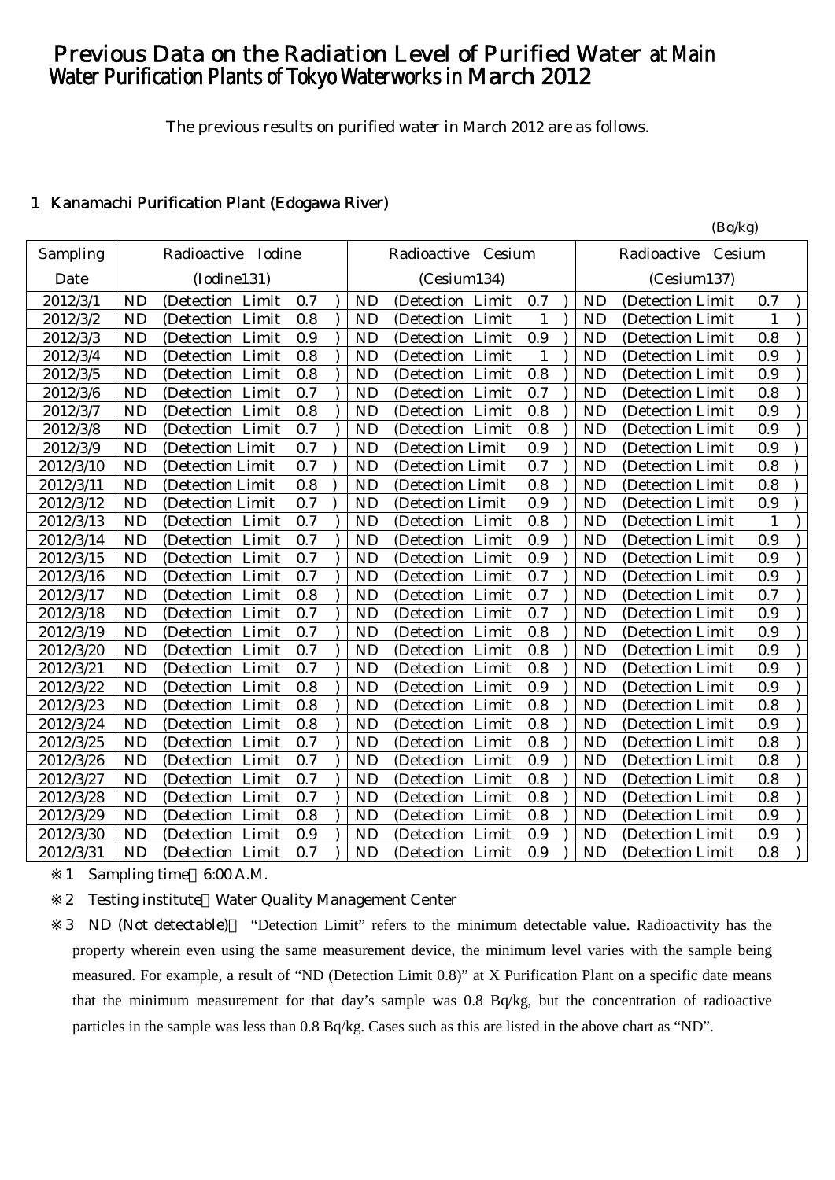# Previous Data on the Radiation Level of Purified Water at Main Water Purification Plants of Tokyo Waterworks in March 2012

The previous results on purified water in March 2012 are as follows.

## 1 Kanamachi Purification Plant (Edogawa River)

(Bq/kg)

| Sampling Date | Radioactive Iodine (Iodine131) | Radioactive Cesium (Cesium134) | Radioactive Cesium (Cesium137) |
|---|---|---|---|
| 2012/3/1 | ND (Detection Limit 0.7 ) | ND (Detection Limit 0.7 ) | ND (Detection Limit 0.7 ) |
| 2012/3/2 | ND (Detection Limit 0.8 ) | ND (Detection Limit 1 ) | ND (Detection Limit 1 ) |
| 2012/3/3 | ND (Detection Limit 0.9 ) | ND (Detection Limit 0.9 ) | ND (Detection Limit 0.8 ) |
| 2012/3/4 | ND (Detection Limit 0.8 ) | ND (Detection Limit 1 ) | ND (Detection Limit 0.9 ) |
| 2012/3/5 | ND (Detection Limit 0.8 ) | ND (Detection Limit 0.8 ) | ND (Detection Limit 0.9 ) |
| 2012/3/6 | ND (Detection Limit 0.7 ) | ND (Detection Limit 0.7 ) | ND (Detection Limit 0.8 ) |
| 2012/3/7 | ND (Detection Limit 0.8 ) | ND (Detection Limit 0.8 ) | ND (Detection Limit 0.9 ) |
| 2012/3/8 | ND (Detection Limit 0.7 ) | ND (Detection Limit 0.8 ) | ND (Detection Limit 0.9 ) |
| 2012/3/9 | ND (Detection Limit 0.7 ) | ND (Detection Limit 0.9 ) | ND (Detection Limit 0.9 ) |
| 2012/3/10 | ND (Detection Limit 0.7 ) | ND (Detection Limit 0.7 ) | ND (Detection Limit 0.8 ) |
| 2012/3/11 | ND (Detection Limit 0.8 ) | ND (Detection Limit 0.8 ) | ND (Detection Limit 0.8 ) |
| 2012/3/12 | ND (Detection Limit 0.7 ) | ND (Detection Limit 0.9 ) | ND (Detection Limit 0.9 ) |
| 2012/3/13 | ND (Detection Limit 0.7 ) | ND (Detection Limit 0.8 ) | ND (Detection Limit 1 ) |
| 2012/3/14 | ND (Detection Limit 0.7 ) | ND (Detection Limit 0.9 ) | ND (Detection Limit 0.9 ) |
| 2012/3/15 | ND (Detection Limit 0.7 ) | ND (Detection Limit 0.9 ) | ND (Detection Limit 0.9 ) |
| 2012/3/16 | ND (Detection Limit 0.7 ) | ND (Detection Limit 0.7 ) | ND (Detection Limit 0.9 ) |
| 2012/3/17 | ND (Detection Limit 0.8 ) | ND (Detection Limit 0.7 ) | ND (Detection Limit 0.7 ) |
| 2012/3/18 | ND (Detection Limit 0.7 ) | ND (Detection Limit 0.7 ) | ND (Detection Limit 0.9 ) |
| 2012/3/19 | ND (Detection Limit 0.7 ) | ND (Detection Limit 0.8 ) | ND (Detection Limit 0.9 ) |
| 2012/3/20 | ND (Detection Limit 0.7 ) | ND (Detection Limit 0.8 ) | ND (Detection Limit 0.9 ) |
| 2012/3/21 | ND (Detection Limit 0.7 ) | ND (Detection Limit 0.8 ) | ND (Detection Limit 0.9 ) |
| 2012/3/22 | ND (Detection Limit 0.8 ) | ND (Detection Limit 0.9 ) | ND (Detection Limit 0.9 ) |
| 2012/3/23 | ND (Detection Limit 0.8 ) | ND (Detection Limit 0.8 ) | ND (Detection Limit 0.8 ) |
| 2012/3/24 | ND (Detection Limit 0.8 ) | ND (Detection Limit 0.8 ) | ND (Detection Limit 0.9 ) |
| 2012/3/25 | ND (Detection Limit 0.7 ) | ND (Detection Limit 0.8 ) | ND (Detection Limit 0.8 ) |
| 2012/3/26 | ND (Detection Limit 0.7 ) | ND (Detection Limit 0.9 ) | ND (Detection Limit 0.8 ) |
| 2012/3/27 | ND (Detection Limit 0.7 ) | ND (Detection Limit 0.8 ) | ND (Detection Limit 0.8 ) |
| 2012/3/28 | ND (Detection Limit 0.7 ) | ND (Detection Limit 0.8 ) | ND (Detection Limit 0.8 ) |
| 2012/3/29 | ND (Detection Limit 0.8 ) | ND (Detection Limit 0.8 ) | ND (Detection Limit 0.9 ) |
| 2012/3/30 | ND (Detection Limit 0.9 ) | ND (Detection Limit 0.9 ) | ND (Detection Limit 0.9 ) |
| 2012/3/31 | ND (Detection Limit 0.7 ) | ND (Detection Limit 0.9 ) | ND (Detection Limit 0.8 ) |

※1 Sampling time：6:00 A.M.

※2 Testing institute：Water Quality Management Center

※3 ND (Not detectable)： "Detection Limit" refers to the minimum detectable value. Radioactivity has the property wherein even using the same measurement device, the minimum level varies with the sample being measured. For example, a result of "ND (Detection Limit 0.8)" at X Purification Plant on a specific date means that the minimum measurement for that day's sample was 0.8 Bq/kg, but the concentration of radioactive particles in the sample was less than 0.8 Bq/kg. Cases such as this are listed in the above chart as "ND".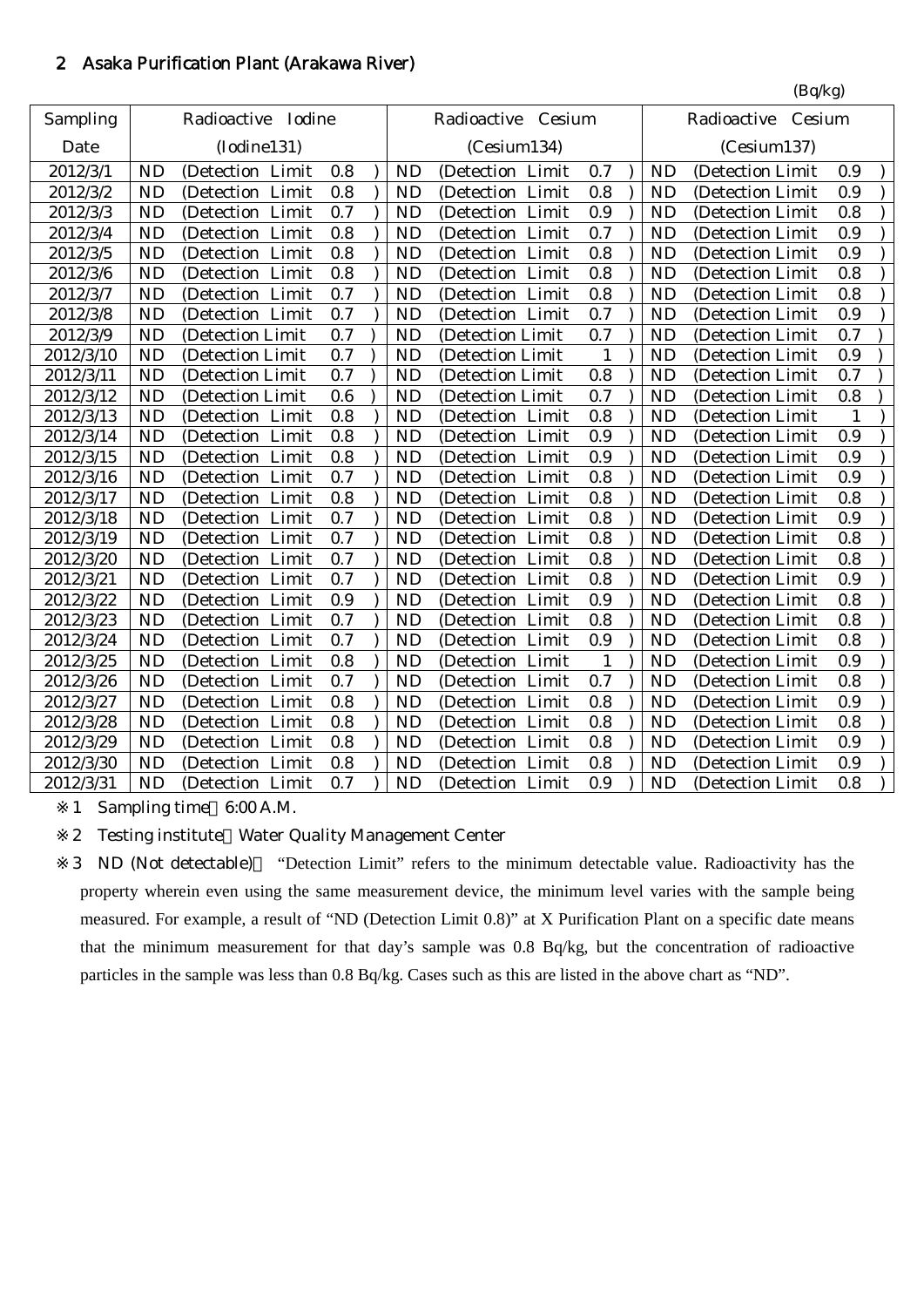## 2 Asaka Purification Plant (Arakawa River)

(Bq/kg)

| Sampling Date | Radioactive Iodine (Iodine131) | Radioactive Cesium (Cesium134) | Radioactive Cesium (Cesium137) |
|---|---|---|---|
| 2012/3/1 | ND (Detection Limit 0.8 ) | ND (Detection Limit 0.7 ) | ND (Detection Limit 0.9 ) |
| 2012/3/2 | ND (Detection Limit 0.8 ) | ND (Detection Limit 0.8 ) | ND (Detection Limit 0.9 ) |
| 2012/3/3 | ND (Detection Limit 0.7 ) | ND (Detection Limit 0.9 ) | ND (Detection Limit 0.8 ) |
| 2012/3/4 | ND (Detection Limit 0.8 ) | ND (Detection Limit 0.7 ) | ND (Detection Limit 0.9 ) |
| 2012/3/5 | ND (Detection Limit 0.8 ) | ND (Detection Limit 0.8 ) | ND (Detection Limit 0.9 ) |
| 2012/3/6 | ND (Detection Limit 0.8 ) | ND (Detection Limit 0.8 ) | ND (Detection Limit 0.8 ) |
| 2012/3/7 | ND (Detection Limit 0.7 ) | ND (Detection Limit 0.8 ) | ND (Detection Limit 0.8 ) |
| 2012/3/8 | ND (Detection Limit 0.7 ) | ND (Detection Limit 0.7 ) | ND (Detection Limit 0.9 ) |
| 2012/3/9 | ND (Detection Limit 0.7 ) | ND (Detection Limit 0.7 ) | ND (Detection Limit 0.7 ) |
| 2012/3/10 | ND (Detection Limit 0.7 ) | ND (Detection Limit 1 ) | ND (Detection Limit 0.9 ) |
| 2012/3/11 | ND (Detection Limit 0.7 ) | ND (Detection Limit 0.8 ) | ND (Detection Limit 0.7 ) |
| 2012/3/12 | ND (Detection Limit 0.6 ) | ND (Detection Limit 0.7 ) | ND (Detection Limit 0.8 ) |
| 2012/3/13 | ND (Detection Limit 0.8 ) | ND (Detection Limit 0.8 ) | ND (Detection Limit 1 ) |
| 2012/3/14 | ND (Detection Limit 0.8 ) | ND (Detection Limit 0.9 ) | ND (Detection Limit 0.9 ) |
| 2012/3/15 | ND (Detection Limit 0.8 ) | ND (Detection Limit 0.9 ) | ND (Detection Limit 0.9 ) |
| 2012/3/16 | ND (Detection Limit 0.7 ) | ND (Detection Limit 0.8 ) | ND (Detection Limit 0.9 ) |
| 2012/3/17 | ND (Detection Limit 0.8 ) | ND (Detection Limit 0.8 ) | ND (Detection Limit 0.8 ) |
| 2012/3/18 | ND (Detection Limit 0.7 ) | ND (Detection Limit 0.8 ) | ND (Detection Limit 0.9 ) |
| 2012/3/19 | ND (Detection Limit 0.7 ) | ND (Detection Limit 0.8 ) | ND (Detection Limit 0.8 ) |
| 2012/3/20 | ND (Detection Limit 0.7 ) | ND (Detection Limit 0.8 ) | ND (Detection Limit 0.8 ) |
| 2012/3/21 | ND (Detection Limit 0.7 ) | ND (Detection Limit 0.8 ) | ND (Detection Limit 0.9 ) |
| 2012/3/22 | ND (Detection Limit 0.9 ) | ND (Detection Limit 0.9 ) | ND (Detection Limit 0.8 ) |
| 2012/3/23 | ND (Detection Limit 0.7 ) | ND (Detection Limit 0.8 ) | ND (Detection Limit 0.8 ) |
| 2012/3/24 | ND (Detection Limit 0.7 ) | ND (Detection Limit 0.9 ) | ND (Detection Limit 0.8 ) |
| 2012/3/25 | ND (Detection Limit 0.8 ) | ND (Detection Limit 1 ) | ND (Detection Limit 0.9 ) |
| 2012/3/26 | ND (Detection Limit 0.7 ) | ND (Detection Limit 0.7 ) | ND (Detection Limit 0.8 ) |
| 2012/3/27 | ND (Detection Limit 0.8 ) | ND (Detection Limit 0.8 ) | ND (Detection Limit 0.9 ) |
| 2012/3/28 | ND (Detection Limit 0.8 ) | ND (Detection Limit 0.8 ) | ND (Detection Limit 0.8 ) |
| 2012/3/29 | ND (Detection Limit 0.8 ) | ND (Detection Limit 0.8 ) | ND (Detection Limit 0.9 ) |
| 2012/3/30 | ND (Detection Limit 0.8 ) | ND (Detection Limit 0.8 ) | ND (Detection Limit 0.9 ) |
| 2012/3/31 | ND (Detection Limit 0.7 ) | ND (Detection Limit 0.9 ) | ND (Detection Limit 0.8 ) |

※1 Sampling time 6:00 A.M.

※2 Testing institute Water Quality Management Center

※3 ND (Not detectable) "Detection Limit" refers to the minimum detectable value. Radioactivity has the property wherein even using the same measurement device, the minimum level varies with the sample being measured. For example, a result of "ND (Detection Limit 0.8)" at X Purification Plant on a specific date means that the minimum measurement for that day's sample was 0.8 Bq/kg, but the concentration of radioactive particles in the sample was less than 0.8 Bq/kg. Cases such as this are listed in the above chart as "ND".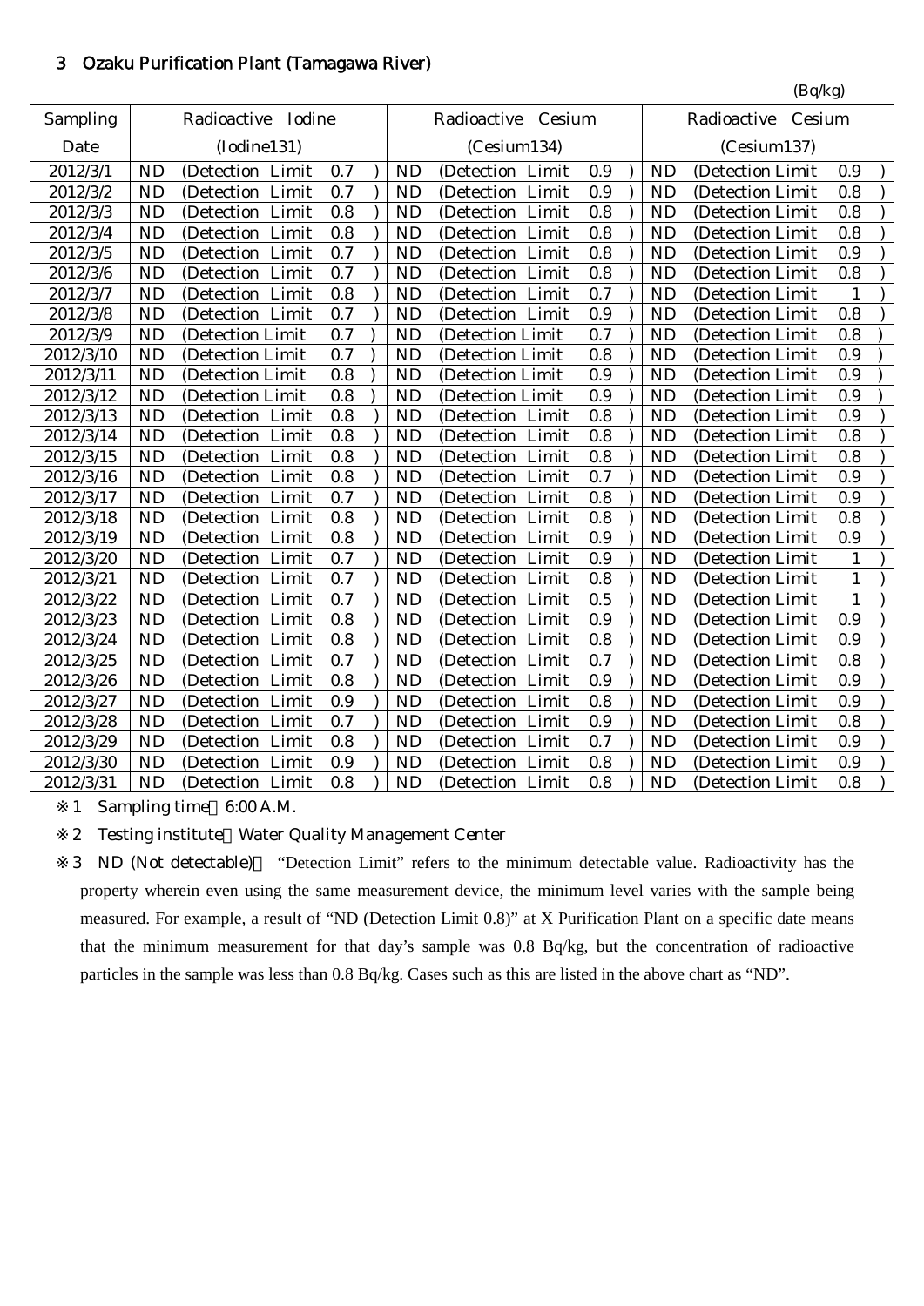## 3 Ozaku Purification Plant (Tamagawa River)

(Bq/kg)

| Sampling Date | Radioactive Iodine (Iodine131) | Radioactive Cesium (Cesium134) | Radioactive Cesium (Cesium137) |
|---|---|---|---|
| 2012/3/1 | ND (Detection Limit 0.7 ) | ND (Detection Limit 0.9 ) | ND (Detection Limit 0.9 ) |
| 2012/3/2 | ND (Detection Limit 0.7 ) | ND (Detection Limit 0.9 ) | ND (Detection Limit 0.8 ) |
| 2012/3/3 | ND (Detection Limit 0.8 ) | ND (Detection Limit 0.8 ) | ND (Detection Limit 0.8 ) |
| 2012/3/4 | ND (Detection Limit 0.8 ) | ND (Detection Limit 0.8 ) | ND (Detection Limit 0.8 ) |
| 2012/3/5 | ND (Detection Limit 0.7 ) | ND (Detection Limit 0.8 ) | ND (Detection Limit 0.9 ) |
| 2012/3/6 | ND (Detection Limit 0.7 ) | ND (Detection Limit 0.8 ) | ND (Detection Limit 0.8 ) |
| 2012/3/7 | ND (Detection Limit 0.8 ) | ND (Detection Limit 0.7 ) | ND (Detection Limit 1 ) |
| 2012/3/8 | ND (Detection Limit 0.7 ) | ND (Detection Limit 0.9 ) | ND (Detection Limit 0.8 ) |
| 2012/3/9 | ND (Detection Limit 0.7 ) | ND (Detection Limit 0.7 ) | ND (Detection Limit 0.8 ) |
| 2012/3/10 | ND (Detection Limit 0.7 ) | ND (Detection Limit 0.8 ) | ND (Detection Limit 0.9 ) |
| 2012/3/11 | ND (Detection Limit 0.8 ) | ND (Detection Limit 0.9 ) | ND (Detection Limit 0.9 ) |
| 2012/3/12 | ND (Detection Limit 0.8 ) | ND (Detection Limit 0.9 ) | ND (Detection Limit 0.9 ) |
| 2012/3/13 | ND (Detection Limit 0.8 ) | ND (Detection Limit 0.8 ) | ND (Detection Limit 0.9 ) |
| 2012/3/14 | ND (Detection Limit 0.8 ) | ND (Detection Limit 0.8 ) | ND (Detection Limit 0.8 ) |
| 2012/3/15 | ND (Detection Limit 0.8 ) | ND (Detection Limit 0.8 ) | ND (Detection Limit 0.8 ) |
| 2012/3/16 | ND (Detection Limit 0.8 ) | ND (Detection Limit 0.7 ) | ND (Detection Limit 0.9 ) |
| 2012/3/17 | ND (Detection Limit 0.7 ) | ND (Detection Limit 0.8 ) | ND (Detection Limit 0.9 ) |
| 2012/3/18 | ND (Detection Limit 0.8 ) | ND (Detection Limit 0.8 ) | ND (Detection Limit 0.8 ) |
| 2012/3/19 | ND (Detection Limit 0.8 ) | ND (Detection Limit 0.9 ) | ND (Detection Limit 0.9 ) |
| 2012/3/20 | ND (Detection Limit 0.7 ) | ND (Detection Limit 0.9 ) | ND (Detection Limit 1 ) |
| 2012/3/21 | ND (Detection Limit 0.7 ) | ND (Detection Limit 0.8 ) | ND (Detection Limit 1 ) |
| 2012/3/22 | ND (Detection Limit 0.7 ) | ND (Detection Limit 0.5 ) | ND (Detection Limit 1 ) |
| 2012/3/23 | ND (Detection Limit 0.8 ) | ND (Detection Limit 0.9 ) | ND (Detection Limit 0.9 ) |
| 2012/3/24 | ND (Detection Limit 0.8 ) | ND (Detection Limit 0.8 ) | ND (Detection Limit 0.9 ) |
| 2012/3/25 | ND (Detection Limit 0.7 ) | ND (Detection Limit 0.7 ) | ND (Detection Limit 0.8 ) |
| 2012/3/26 | ND (Detection Limit 0.8 ) | ND (Detection Limit 0.9 ) | ND (Detection Limit 0.9 ) |
| 2012/3/27 | ND (Detection Limit 0.9 ) | ND (Detection Limit 0.8 ) | ND (Detection Limit 0.9 ) |
| 2012/3/28 | ND (Detection Limit 0.7 ) | ND (Detection Limit 0.9 ) | ND (Detection Limit 0.8 ) |
| 2012/3/29 | ND (Detection Limit 0.8 ) | ND (Detection Limit 0.7 ) | ND (Detection Limit 0.9 ) |
| 2012/3/30 | ND (Detection Limit 0.9 ) | ND (Detection Limit 0.8 ) | ND (Detection Limit 0.9 ) |
| 2012/3/31 | ND (Detection Limit 0.8 ) | ND (Detection Limit 0.8 ) | ND (Detection Limit 0.8 ) |

※1 Sampling time 6:00 A.M.

※2 Testing institute Water Quality Management Center

※3 ND (Not detectable) "Detection Limit" refers to the minimum detectable value. Radioactivity has the property wherein even using the same measurement device, the minimum level varies with the sample being measured. For example, a result of "ND (Detection Limit 0.8)" at X Purification Plant on a specific date means that the minimum measurement for that day's sample was 0.8 Bq/kg, but the concentration of radioactive particles in the sample was less than 0.8 Bq/kg. Cases such as this are listed in the above chart as "ND".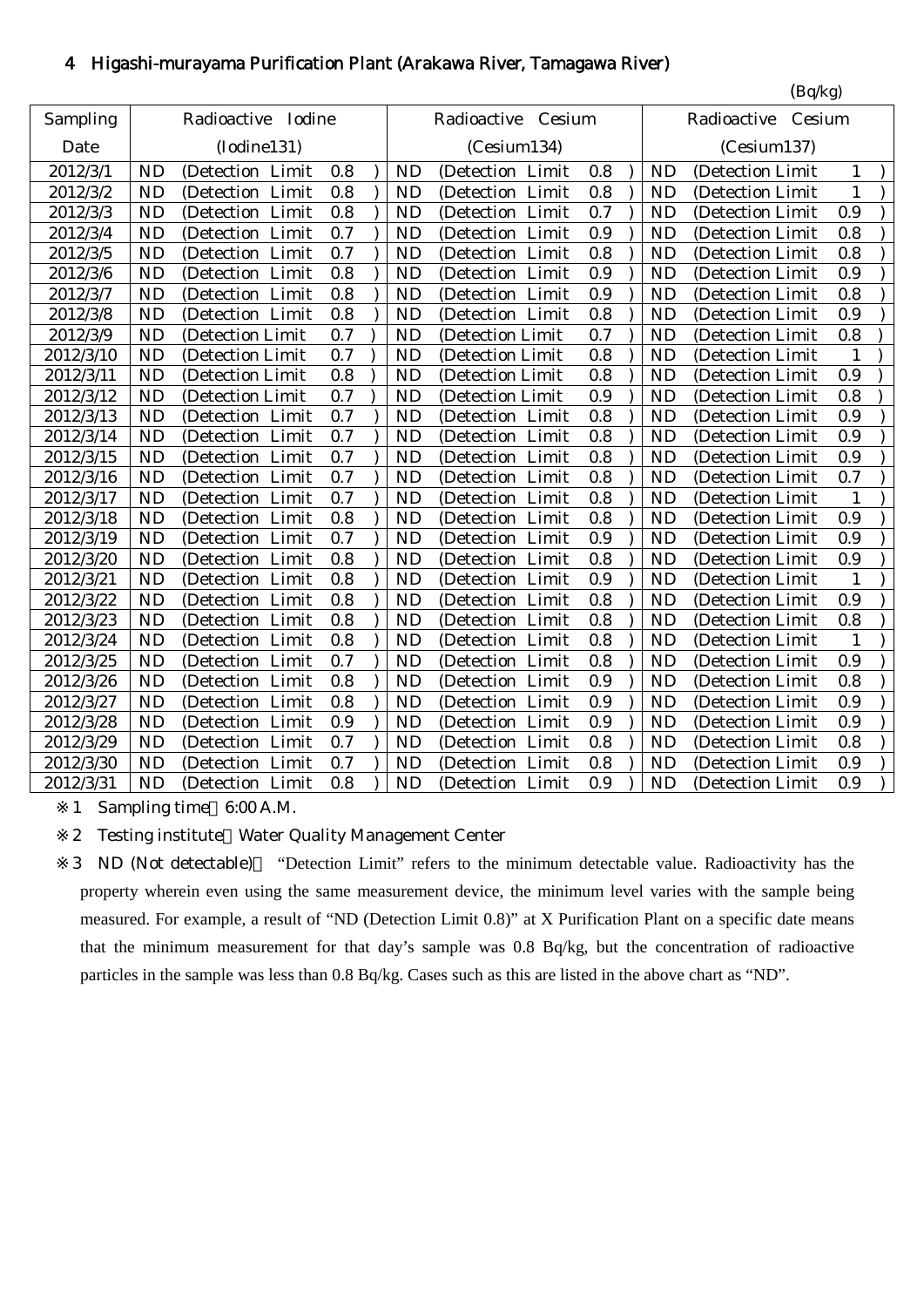## 4 Higashi-murayama Purification Plant (Arakawa River, Tamagawa River)

(Bq/kg)

| Sampling Date | Radioactive Iodine (Iodine131) | Radioactive Cesium (Cesium134) | Radioactive Cesium (Cesium137) |
|---|---|---|---|
| 2012/3/1 | ND (Detection Limit 0.8 ) | ND (Detection Limit 0.8 ) | ND (Detection Limit 1 ) |
| 2012/3/2 | ND (Detection Limit 0.8 ) | ND (Detection Limit 0.8 ) | ND (Detection Limit 1 ) |
| 2012/3/3 | ND (Detection Limit 0.8 ) | ND (Detection Limit 0.7 ) | ND (Detection Limit 0.9 ) |
| 2012/3/4 | ND (Detection Limit 0.7 ) | ND (Detection Limit 0.9 ) | ND (Detection Limit 0.8 ) |
| 2012/3/5 | ND (Detection Limit 0.7 ) | ND (Detection Limit 0.8 ) | ND (Detection Limit 0.8 ) |
| 2012/3/6 | ND (Detection Limit 0.8 ) | ND (Detection Limit 0.9 ) | ND (Detection Limit 0.9 ) |
| 2012/3/7 | ND (Detection Limit 0.8 ) | ND (Detection Limit 0.9 ) | ND (Detection Limit 0.8 ) |
| 2012/3/8 | ND (Detection Limit 0.8 ) | ND (Detection Limit 0.8 ) | ND (Detection Limit 0.9 ) |
| 2012/3/9 | ND (Detection Limit 0.7 ) | ND (Detection Limit 0.7 ) | ND (Detection Limit 0.8 ) |
| 2012/3/10 | ND (Detection Limit 0.7 ) | ND (Detection Limit 0.8 ) | ND (Detection Limit 1 ) |
| 2012/3/11 | ND (Detection Limit 0.8 ) | ND (Detection Limit 0.8 ) | ND (Detection Limit 0.9 ) |
| 2012/3/12 | ND (Detection Limit 0.7 ) | ND (Detection Limit 0.9 ) | ND (Detection Limit 0.8 ) |
| 2012/3/13 | ND (Detection Limit 0.7 ) | ND (Detection Limit 0.8 ) | ND (Detection Limit 0.9 ) |
| 2012/3/14 | ND (Detection Limit 0.7 ) | ND (Detection Limit 0.8 ) | ND (Detection Limit 0.9 ) |
| 2012/3/15 | ND (Detection Limit 0.7 ) | ND (Detection Limit 0.8 ) | ND (Detection Limit 0.9 ) |
| 2012/3/16 | ND (Detection Limit 0.7 ) | ND (Detection Limit 0.8 ) | ND (Detection Limit 0.7 ) |
| 2012/3/17 | ND (Detection Limit 0.7 ) | ND (Detection Limit 0.8 ) | ND (Detection Limit 1 ) |
| 2012/3/18 | ND (Detection Limit 0.8 ) | ND (Detection Limit 0.8 ) | ND (Detection Limit 0.9 ) |
| 2012/3/19 | ND (Detection Limit 0.7 ) | ND (Detection Limit 0.9 ) | ND (Detection Limit 0.9 ) |
| 2012/3/20 | ND (Detection Limit 0.8 ) | ND (Detection Limit 0.8 ) | ND (Detection Limit 0.9 ) |
| 2012/3/21 | ND (Detection Limit 0.8 ) | ND (Detection Limit 0.9 ) | ND (Detection Limit 1 ) |
| 2012/3/22 | ND (Detection Limit 0.8 ) | ND (Detection Limit 0.8 ) | ND (Detection Limit 0.9 ) |
| 2012/3/23 | ND (Detection Limit 0.8 ) | ND (Detection Limit 0.8 ) | ND (Detection Limit 0.8 ) |
| 2012/3/24 | ND (Detection Limit 0.8 ) | ND (Detection Limit 0.8 ) | ND (Detection Limit 1 ) |
| 2012/3/25 | ND (Detection Limit 0.7 ) | ND (Detection Limit 0.8 ) | ND (Detection Limit 0.9 ) |
| 2012/3/26 | ND (Detection Limit 0.8 ) | ND (Detection Limit 0.9 ) | ND (Detection Limit 0.8 ) |
| 2012/3/27 | ND (Detection Limit 0.8 ) | ND (Detection Limit 0.9 ) | ND (Detection Limit 0.9 ) |
| 2012/3/28 | ND (Detection Limit 0.9 ) | ND (Detection Limit 0.9 ) | ND (Detection Limit 0.9 ) |
| 2012/3/29 | ND (Detection Limit 0.7 ) | ND (Detection Limit 0.8 ) | ND (Detection Limit 0.8 ) |
| 2012/3/30 | ND (Detection Limit 0.7 ) | ND (Detection Limit 0.8 ) | ND (Detection Limit 0.9 ) |
| 2012/3/31 | ND (Detection Limit 0.8 ) | ND (Detection Limit 0.9 ) | ND (Detection Limit 0.9 ) |

※1 Sampling time 6:00 A.M.

※2 Testing institute Water Quality Management Center

※3 ND (Not detectable) "Detection Limit" refers to the minimum detectable value. Radioactivity has the property wherein even using the same measurement device, the minimum level varies with the sample being measured. For example, a result of "ND (Detection Limit 0.8)" at X Purification Plant on a specific date means that the minimum measurement for that day's sample was 0.8 Bq/kg, but the concentration of radioactive particles in the sample was less than 0.8 Bq/kg. Cases such as this are listed in the above chart as "ND".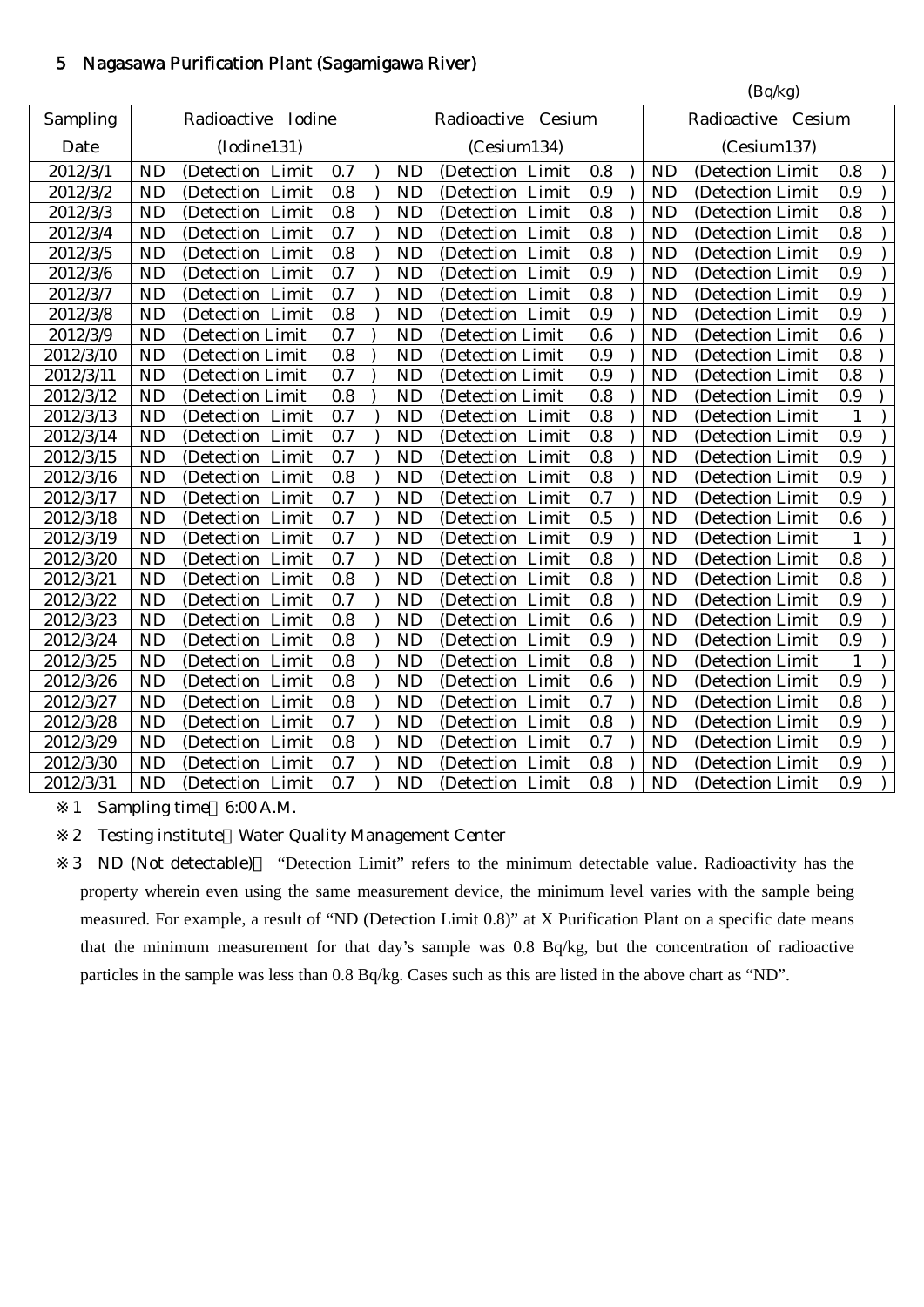## 5 Nagasawa Purification Plant (Sagamigawa River)

(Bq/kg)

| Sampling Date | Radioactive Iodine (Iodine131) | Radioactive Cesium (Cesium134) | Radioactive Cesium (Cesium137) |
|---|---|---|---|
| 2012/3/1 | ND (Detection Limit 0.7 ) | ND (Detection Limit 0.8 ) | ND (Detection Limit 0.8 ) |
| 2012/3/2 | ND (Detection Limit 0.8 ) | ND (Detection Limit 0.9 ) | ND (Detection Limit 0.9 ) |
| 2012/3/3 | ND (Detection Limit 0.8 ) | ND (Detection Limit 0.8 ) | ND (Detection Limit 0.8 ) |
| 2012/3/4 | ND (Detection Limit 0.7 ) | ND (Detection Limit 0.8 ) | ND (Detection Limit 0.8 ) |
| 2012/3/5 | ND (Detection Limit 0.8 ) | ND (Detection Limit 0.8 ) | ND (Detection Limit 0.9 ) |
| 2012/3/6 | ND (Detection Limit 0.7 ) | ND (Detection Limit 0.9 ) | ND (Detection Limit 0.9 ) |
| 2012/3/7 | ND (Detection Limit 0.7 ) | ND (Detection Limit 0.8 ) | ND (Detection Limit 0.9 ) |
| 2012/3/8 | ND (Detection Limit 0.8 ) | ND (Detection Limit 0.9 ) | ND (Detection Limit 0.9 ) |
| 2012/3/9 | ND (Detection Limit 0.7 ) | ND (Detection Limit 0.6 ) | ND (Detection Limit 0.6 ) |
| 2012/3/10 | ND (Detection Limit 0.8 ) | ND (Detection Limit 0.9 ) | ND (Detection Limit 0.8 ) |
| 2012/3/11 | ND (Detection Limit 0.7 ) | ND (Detection Limit 0.9 ) | ND (Detection Limit 0.8 ) |
| 2012/3/12 | ND (Detection Limit 0.8 ) | ND (Detection Limit 0.8 ) | ND (Detection Limit 0.9 ) |
| 2012/3/13 | ND (Detection Limit 0.7 ) | ND (Detection Limit 0.8 ) | ND (Detection Limit 1 ) |
| 2012/3/14 | ND (Detection Limit 0.7 ) | ND (Detection Limit 0.8 ) | ND (Detection Limit 0.9 ) |
| 2012/3/15 | ND (Detection Limit 0.7 ) | ND (Detection Limit 0.8 ) | ND (Detection Limit 0.9 ) |
| 2012/3/16 | ND (Detection Limit 0.8 ) | ND (Detection Limit 0.8 ) | ND (Detection Limit 0.9 ) |
| 2012/3/17 | ND (Detection Limit 0.7 ) | ND (Detection Limit 0.7 ) | ND (Detection Limit 0.9 ) |
| 2012/3/18 | ND (Detection Limit 0.7 ) | ND (Detection Limit 0.5 ) | ND (Detection Limit 0.6 ) |
| 2012/3/19 | ND (Detection Limit 0.7 ) | ND (Detection Limit 0.9 ) | ND (Detection Limit 1 ) |
| 2012/3/20 | ND (Detection Limit 0.7 ) | ND (Detection Limit 0.8 ) | ND (Detection Limit 0.8 ) |
| 2012/3/21 | ND (Detection Limit 0.8 ) | ND (Detection Limit 0.8 ) | ND (Detection Limit 0.8 ) |
| 2012/3/22 | ND (Detection Limit 0.7 ) | ND (Detection Limit 0.8 ) | ND (Detection Limit 0.9 ) |
| 2012/3/23 | ND (Detection Limit 0.8 ) | ND (Detection Limit 0.6 ) | ND (Detection Limit 0.9 ) |
| 2012/3/24 | ND (Detection Limit 0.8 ) | ND (Detection Limit 0.9 ) | ND (Detection Limit 0.9 ) |
| 2012/3/25 | ND (Detection Limit 0.8 ) | ND (Detection Limit 0.8 ) | ND (Detection Limit 1 ) |
| 2012/3/26 | ND (Detection Limit 0.8 ) | ND (Detection Limit 0.6 ) | ND (Detection Limit 0.9 ) |
| 2012/3/27 | ND (Detection Limit 0.8 ) | ND (Detection Limit 0.7 ) | ND (Detection Limit 0.8 ) |
| 2012/3/28 | ND (Detection Limit 0.7 ) | ND (Detection Limit 0.8 ) | ND (Detection Limit 0.9 ) |
| 2012/3/29 | ND (Detection Limit 0.8 ) | ND (Detection Limit 0.7 ) | ND (Detection Limit 0.9 ) |
| 2012/3/30 | ND (Detection Limit 0.7 ) | ND (Detection Limit 0.8 ) | ND (Detection Limit 0.9 ) |
| 2012/3/31 | ND (Detection Limit 0.7 ) | ND (Detection Limit 0.8 ) | ND (Detection Limit 0.9 ) |

※1 Sampling time 6:00 A.M.

※2 Testing institute：Water Quality Management Center

※3 ND (Not detectable)： "Detection Limit" refers to the minimum detectable value. Radioactivity has the property wherein even using the same measurement device, the minimum level varies with the sample being measured. For example, a result of "ND (Detection Limit 0.8)" at X Purification Plant on a specific date means that the minimum measurement for that day's sample was 0.8 Bq/kg, but the concentration of radioactive particles in the sample was less than 0.8 Bq/kg. Cases such as this are listed in the above chart as "ND".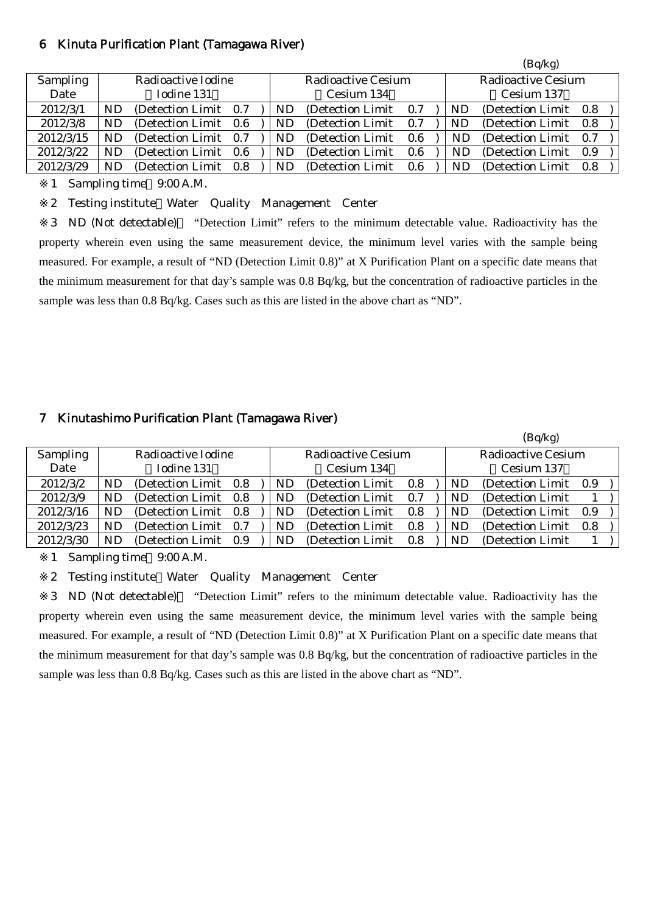## 6 Kinuta Purification Plant (Tamagawa River)

(Bq/kg)

| Sampling Date | Radioactive Iodine (Iodine 131) | Radioactive Cesium (Cesium 134) | Radioactive Cesium (Cesium 137) |
|---|---|---|---|
| 2012/3/1 | ND (Detection Limit 0.7) | ND (Detection Limit 0.7) | ND (Detection Limit 0.8) |
| 2012/3/8 | ND (Detection Limit 0.6) | ND (Detection Limit 0.7) | ND (Detection Limit 0.8) |
| 2012/3/15 | ND (Detection Limit 0.7) | ND (Detection Limit 0.6) | ND (Detection Limit 0.7) |
| 2012/3/22 | ND (Detection Limit 0.6) | ND (Detection Limit 0.6) | ND (Detection Limit 0.9) |
| 2012/3/29 | ND (Detection Limit 0.8) | ND (Detection Limit 0.6) | ND (Detection Limit 0.8) |

※1 Sampling time 9:00 A.M.

※2 Testing institute Water Quality Management Center

※3 ND (Not detectable) "Detection Limit" refers to the minimum detectable value. Radioactivity has the property wherein even using the same measurement device, the minimum level varies with the sample being measured. For example, a result of "ND (Detection Limit 0.8)" at X Purification Plant on a specific date means that the minimum measurement for that day's sample was 0.8 Bq/kg, but the concentration of radioactive particles in the sample was less than 0.8 Bq/kg. Cases such as this are listed in the above chart as "ND".

## 7 Kinutashimo Purification Plant (Tamagawa River)

(Bq/kg)

| Sampling Date | Radioactive Iodine (Iodine 131) | Radioactive Cesium (Cesium 134) | Radioactive Cesium (Cesium 137) |
|---|---|---|---|
| 2012/3/2 | ND (Detection Limit 0.8) | ND (Detection Limit 0.8) | ND (Detection Limit 0.9) |
| 2012/3/9 | ND (Detection Limit 0.8) | ND (Detection Limit 0.7) | ND (Detection Limit 1) |
| 2012/3/16 | ND (Detection Limit 0.8) | ND (Detection Limit 0.8) | ND (Detection Limit 0.9) |
| 2012/3/23 | ND (Detection Limit 0.7) | ND (Detection Limit 0.8) | ND (Detection Limit 0.8) |
| 2012/3/30 | ND (Detection Limit 0.9) | ND (Detection Limit 0.8) | ND (Detection Limit 1) |

※1 Sampling time 9:00 A.M.

※2 Testing institute Water Quality Management Center

※3 ND (Not detectable) "Detection Limit" refers to the minimum detectable value. Radioactivity has the property wherein even using the same measurement device, the minimum level varies with the sample being measured. For example, a result of "ND (Detection Limit 0.8)" at X Purification Plant on a specific date means that the minimum measurement for that day's sample was 0.8 Bq/kg, but the concentration of radioactive particles in the sample was less than 0.8 Bq/kg. Cases such as this are listed in the above chart as "ND".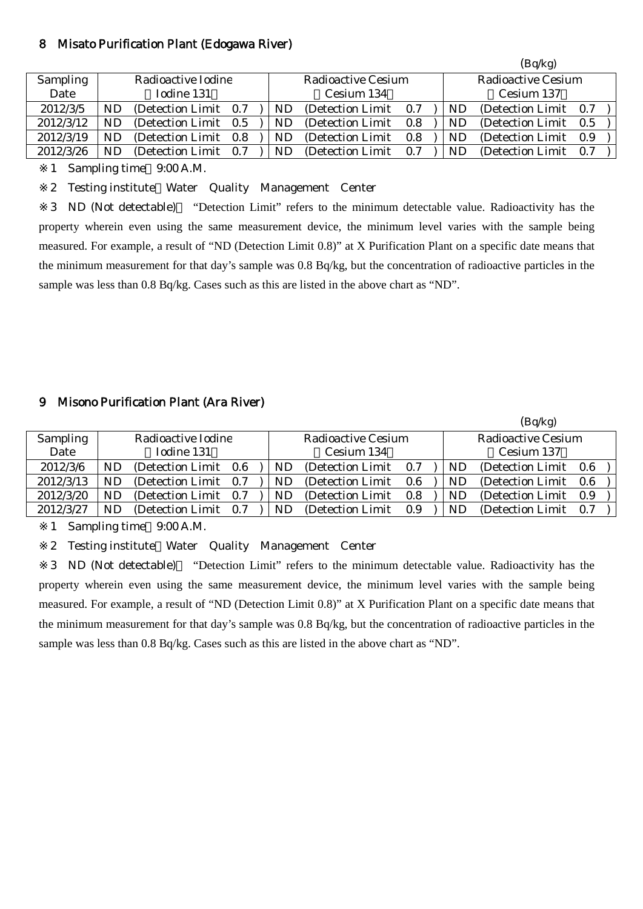## 8 Misato Purification Plant (Edogawa River)

(Bq/kg)

| Sampling Date | Radioactive Iodine (Iodine 131) | Radioactive Cesium (Cesium 134) | Radioactive Cesium (Cesium 137) |
|---|---|---|---|
| 2012/3/5 | ND (Detection Limit 0.7) | ND (Detection Limit 0.7) | ND (Detection Limit 0.7) |
| 2012/3/12 | ND (Detection Limit 0.5) | ND (Detection Limit 0.8) | ND (Detection Limit 0.5) |
| 2012/3/19 | ND (Detection Limit 0.8) | ND (Detection Limit 0.8) | ND (Detection Limit 0.9) |
| 2012/3/26 | ND (Detection Limit 0.7) | ND (Detection Limit 0.7) | ND (Detection Limit 0.7) |

※1 Sampling time 9:00 A.M.

※2 Testing institute Water Quality Management Center

※3 ND (Not detectable) "Detection Limit" refers to the minimum detectable value. Radioactivity has the property wherein even using the same measurement device, the minimum level varies with the sample being measured. For example, a result of "ND (Detection Limit 0.8)" at X Purification Plant on a specific date means that the minimum measurement for that day's sample was 0.8 Bq/kg, but the concentration of radioactive particles in the sample was less than 0.8 Bq/kg. Cases such as this are listed in the above chart as "ND".

## 9 Misono Purification Plant (Ara River)

(Bq/kg)

| Sampling Date | Radioactive Iodine (Iodine 131) | Radioactive Cesium (Cesium 134) | Radioactive Cesium (Cesium 137) |
|---|---|---|---|
| 2012/3/6 | ND (Detection Limit 0.6) | ND (Detection Limit 0.7) | ND (Detection Limit 0.6) |
| 2012/3/13 | ND (Detection Limit 0.7) | ND (Detection Limit 0.6) | ND (Detection Limit 0.6) |
| 2012/3/20 | ND (Detection Limit 0.7) | ND (Detection Limit 0.8) | ND (Detection Limit 0.9) |
| 2012/3/27 | ND (Detection Limit 0.7) | ND (Detection Limit 0.9) | ND (Detection Limit 0.7) |

※1 Sampling time 9:00 A.M.

※2 Testing institute Water Quality Management Center

※3 ND (Not detectable) "Detection Limit" refers to the minimum detectable value. Radioactivity has the property wherein even using the same measurement device, the minimum level varies with the sample being measured. For example, a result of "ND (Detection Limit 0.8)" at X Purification Plant on a specific date means that the minimum measurement for that day's sample was 0.8 Bq/kg, but the concentration of radioactive particles in the sample was less than 0.8 Bq/kg. Cases such as this are listed in the above chart as "ND".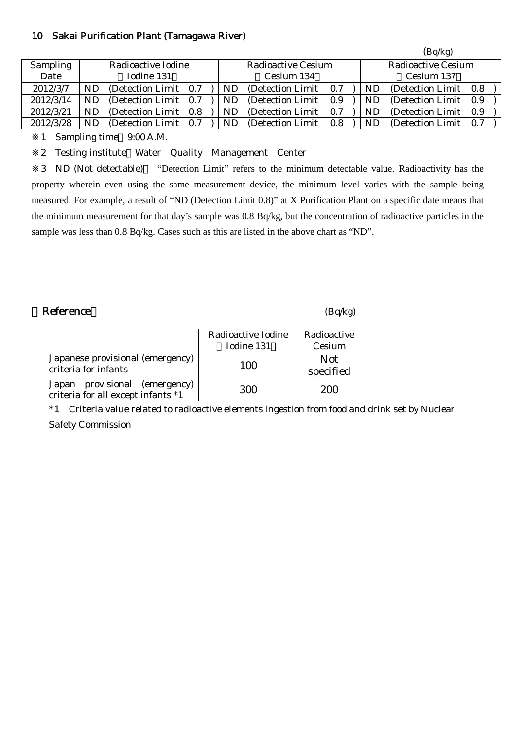## 10 Sakai Purification Plant (Tamagawa River)

(Bq/kg)

| Sampling Date | Radioactive Iodine (Iodine 131) | Radioactive Cesium (Cesium 134) | Radioactive Cesium (Cesium 137) |
|---|---|---|---|
| 2012/3/7 | ND (Detection Limit 0.7 ) | ND (Detection Limit 0.7 ) | ND (Detection Limit 0.8 ) |
| 2012/3/14 | ND (Detection Limit 0.7 ) | ND (Detection Limit 0.9 ) | ND (Detection Limit 0.9 ) |
| 2012/3/21 | ND (Detection Limit 0.8 ) | ND (Detection Limit 0.7 ) | ND (Detection Limit 0.9 ) |
| 2012/3/28 | ND (Detection Limit 0.7 ) | ND (Detection Limit 0.8 ) | ND (Detection Limit 0.7 ) |

※1 Sampling time 9:00 A.M.

※2 Testing institute Water Quality Management Center

※3 ND (Not detectable) "Detection Limit" refers to the minimum detectable value. Radioactivity has the property wherein even using the same measurement device, the minimum level varies with the sample being measured. For example, a result of "ND (Detection Limit 0.8)" at X Purification Plant on a specific date means that the minimum measurement for that day's sample was 0.8 Bq/kg, but the concentration of radioactive particles in the sample was less than 0.8 Bq/kg. Cases such as this are listed in the above chart as "ND".

**Reference** (Bq/kg)

| | Radioactive Iodine (Iodine 131) | Radioactive Cesium |
|---|---|---|
| Japanese provisional (emergency) criteria for infants | 100 | Not specified |
| Japan provisional (emergency) criteria for all except infants *1 | 300 | 200 |

*1 Criteria value related to radioactive elements ingestion from food and drink set by Nuclear Safety Commission